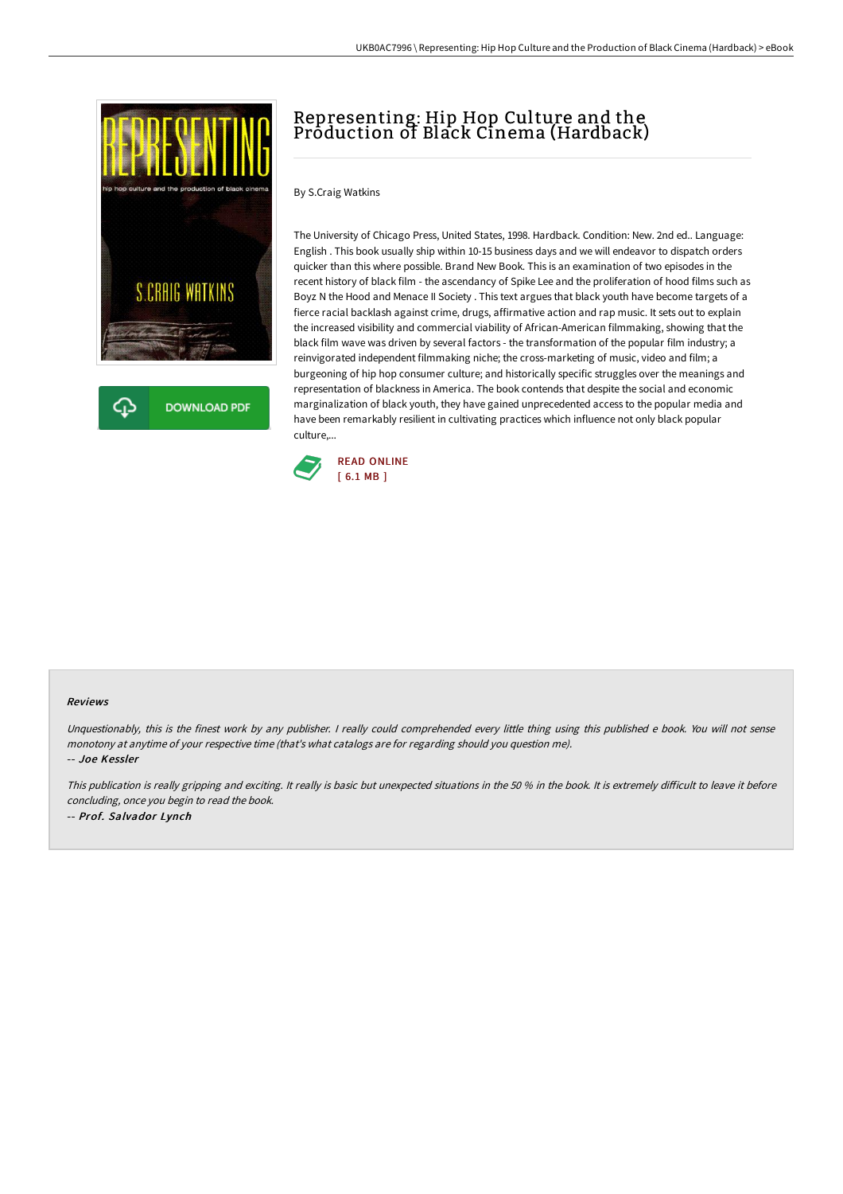# Representing: Hip Hop Culture and the Production of Black Cinema (Hardback)

By S.Craig Watkins

The University of Chicago Press, United States, 1998. Hardback. Condition: New. 2nd ed.. Language: English . This book usually ship within 10-15 business days and we will endeavor to dispatch orders quicker than this where possible. Brand New Book. This is an examination of two episodes in the recent history of black film - the ascendancy of Spike Lee and the proliferation of hood films such as Boyz N the Hood and Menace II Society . This text argues that black youth have become targets of a fierce racial backlash against crime, drugs, affirmative action and rap music. It sets out to explain the increased visibility and commercial viability of African-American filmmaking, showing that the black film wave was driven by several factors - the transformation of the popular film industry; a reinvigorated independent filmmaking niche; the cross-marketing of music, video and film; a burgeoning of hip hop consumer culture; and historically specific struggles over the meanings and representation of blackness in America. The book contends that despite the social and economic marginalization of black youth, they have gained unprecedented access to the popular media and have been remarkably resilient in cultivating practices which influence not only black popular culture,...

DOWNLOAD PDF

READ ONLINE
[ 6.1 MB ]

## Reviews

*Unquestionably, this is the finest work by any publisher. I really could comprehended every little thing using this published e book. You will not sense monotony at anytime of your respective time (that's what catalogs are for regarding should you question me).*

*-- Joe Kessler*

*This publication is really gripping and exciting. It really is basic but unexpected situations in the 50 % in the book. It is extremely difficult to leave it before concluding, once you begin to read the book.*

*-- Prof. Salvador Lynch*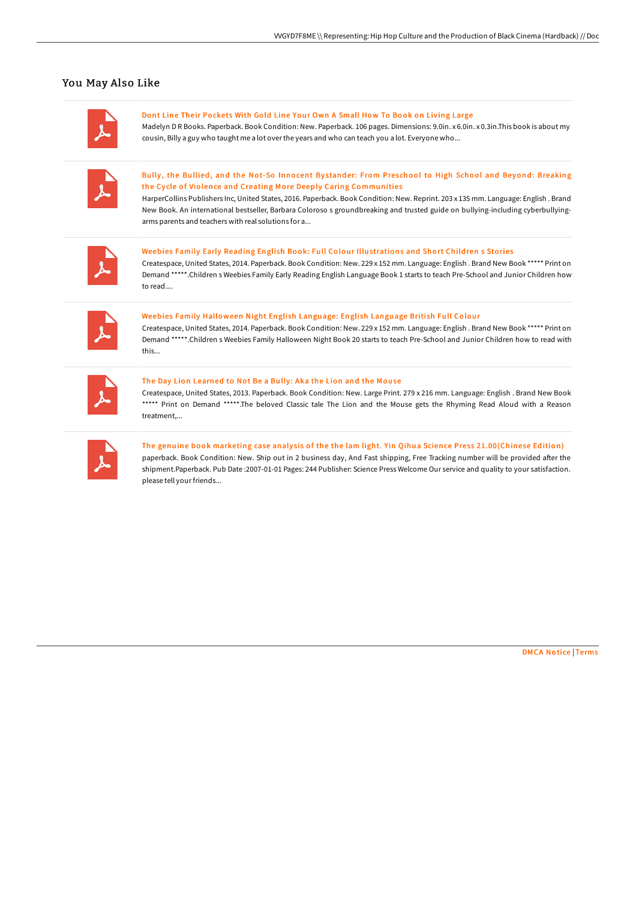## You May Also Like

**Dont Line Their Pockets With Gold Line Your Own A Small How To Book on Living Large**

Madelyn D R Books. Paperback. Book Condition: New. Paperback. 106 pages. Dimensions: 9.0in. x 6.0in. x 0.3in.This book is about my cousin, Billy a guy who taught me a lot over the years and who can teach you a lot. Everyone who...

**Bully, the Bullied, and the Not-So Innocent Bystander: From Preschool to High School and Beyond: Breaking the Cycle of Violence and Creating More Deeply Caring Communities**

HarperCollins Publishers Inc, United States, 2016. Paperback. Book Condition: New. Reprint. 203 x 135 mm. Language: English . Brand New Book. An international bestseller, Barbara Coloroso s groundbreaking and trusted guide on bullying-including cyberbullying-arms parents and teachers with real solutions for a...

**Weebies Family Early Reading English Book: Full Colour Illustrations and Short Children s Stories**

Createspace, United States, 2014. Paperback. Book Condition: New. 229 x 152 mm. Language: English . Brand New Book ***** Print on Demand *****.Children s Weebies Family Early Reading English Language Book 1 starts to teach Pre-School and Junior Children how to read....

**Weebies Family Halloween Night English Language: English Language British Full Colour**

Createspace, United States, 2014. Paperback. Book Condition: New. 229 x 152 mm. Language: English . Brand New Book ***** Print on Demand *****.Children s Weebies Family Halloween Night Book 20 starts to teach Pre-School and Junior Children how to read with this...

**The Day Lion Learned to Not Be a Bully: Aka the Lion and the Mouse**

Createspace, United States, 2013. Paperback. Book Condition: New. Large Print. 279 x 216 mm. Language: English . Brand New Book ***** Print on Demand *****.The beloved Classic tale The Lion and the Mouse gets the Rhyming Read Aloud with a Reason treatment,...

**The genuine book marketing case analysis of the the lam light. Yin Qihua Science Press 21.00(Chinese Edition)**

paperback. Book Condition: New. Ship out in 2 business day, And Fast shipping, Free Tracking number will be provided after the shipment.Paperback. Pub Date :2007-01-01 Pages: 244 Publisher: Science Press Welcome Our service and quality to your satisfaction. please tell your friends...